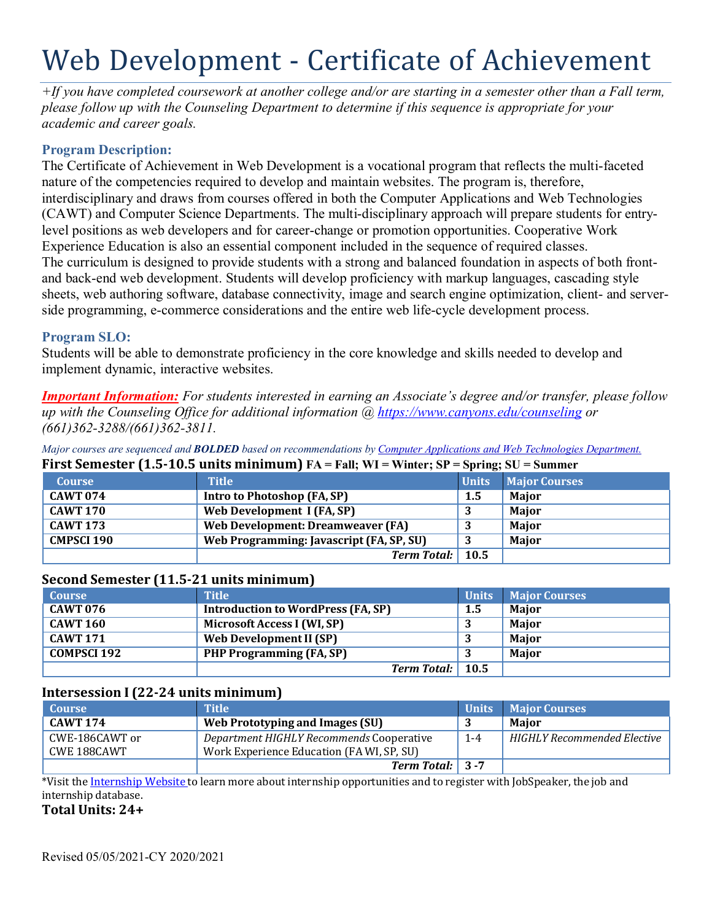# Web Development - Certificate of Achievement

*+If you have completed coursework at another college and/or are starting in a semester other than a Fall term, please follow up with the Counseling Department to determine if this sequence is appropriate for your academic and career goals.*

### Program Description:

The Certificate of Achievement in Web Development is a vocational program that reflects the multi-faceted nature of the competencies required to develop and maintain websites. The program is, therefore, interdisciplinary and draws from courses offered in both the Computer Applications and Web Technologies (CAWT) and Computer Science Departments. The multi-disciplinary approach will prepare students for entry-level positions as web developers and for career-change or promotion opportunities. Cooperative Work Experience Education is also an essential component included in the sequence of required classes.
The curriculum is designed to provide students with a strong and balanced foundation in aspects of both front- and back-end web development. Students will develop proficiency with markup languages, cascading style sheets, web authoring software, database connectivity, image and search engine optimization, client- and server-side programming, e-commerce considerations and the entire web life-cycle development process.

### Program SLO:

Students will be able to demonstrate proficiency in the core knowledge and skills needed to develop and implement dynamic, interactive websites.

***Important Information:*** *For students interested in earning an Associate's degree and/or transfer, please follow up with the Counseling Office for additional information @ [https://www.canyons.edu/counseling](https://www.canyons.edu/counseling) or (661)362-3288/(661)362-3811.*

*Major courses are sequenced and **BOLDED** based on recommendations by Computer Applications and Web Technologies Department.*

### First Semester (1.5-10.5 units minimum) FA = Fall; WI = Winter; SP = Spring; SU = Summer

| Course | Title | Units | Major Courses |
|---|---|---|---|
| **CAWT 074** | **Intro to Photoshop (FA, SP)** | **1.5** | **Major** |
| **CAWT 170** | **Web Development I (FA, SP)** | **3** | **Major** |
| **CAWT 173** | **Web Development: Dreamweaver (FA)** | **3** | **Major** |
| **CMPSCI 190** | **Web Programming: Javascript (FA, SP, SU)** | **3** | **Major** |
| | ***Term Total:*** | **10.5** | |

### Second Semester (11.5-21 units minimum)

| Course | Title | Units | Major Courses |
|---|---|---|---|
| **CAWT 076** | **Introduction to WordPress (FA, SP)** | **1.5** | **Major** |
| **CAWT 160** | **Microsoft Access I (WI, SP)** | **3** | **Major** |
| **CAWT 171** | **Web Development II (SP)** | **3** | **Major** |
| **COMPSCI 192** | **PHP Programming (FA, SP)** | **3** | **Major** |
| | ***Term Total:*** | **10.5** | |

### Intersession I (22-24 units minimum)

| Course | Title | Units | Major Courses |
|---|---|---|---|
| **CAWT 174** | **Web Prototyping and Images (SU)** | **3** | **Major** |
| CWE-186CAWT or CWE 188CAWT | *Department HIGHLY Recommends* Cooperative Work Experience Education (FA WI, SP, SU) | 1-4 | *HIGHLY Recommended Elective* |
| | ***Term Total:*** | **3 -7** | |

*Visit the Internship Website to learn more about internship opportunities and to register with JobSpeaker, the job and internship database.

**Total Units: 24+**

Revised 05/05/2021-CY 2020/2021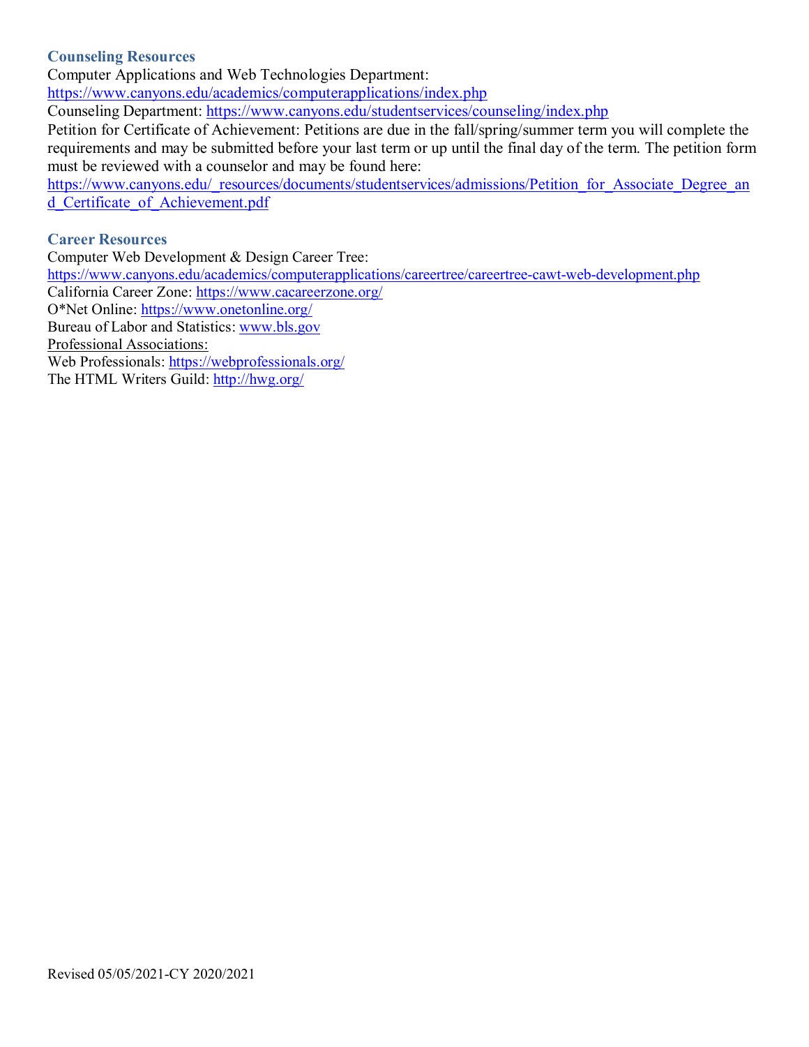### Counseling Resources

Computer Applications and Web Technologies Department:
https://www.canyons.edu/academics/computerapplications/index.php
Counseling Department: https://www.canyons.edu/studentservices/counseling/index.php
Petition for Certificate of Achievement: Petitions are due in the fall/spring/summer term you will complete the requirements and may be submitted before your last term or up until the final day of the term. The petition form must be reviewed with a counselor and may be found here:
https://www.canyons.edu/_resources/documents/studentservices/admissions/Petition_for_Associate_Degree_and_Certificate_of_Achievement.pdf

### Career Resources

Computer Web Development & Design Career Tree:
https://www.canyons.edu/academics/computerapplications/careertree/careertree-cawt-web-development.php
California Career Zone: https://www.cacareerzone.org/
O*Net Online: https://www.onetonline.org/
Bureau of Labor and Statistics: www.bls.gov
Professional Associations:
Web Professionals: https://webprofessionals.org/
The HTML Writers Guild: http://hwg.org/

Revised 05/05/2021-CY 2020/2021